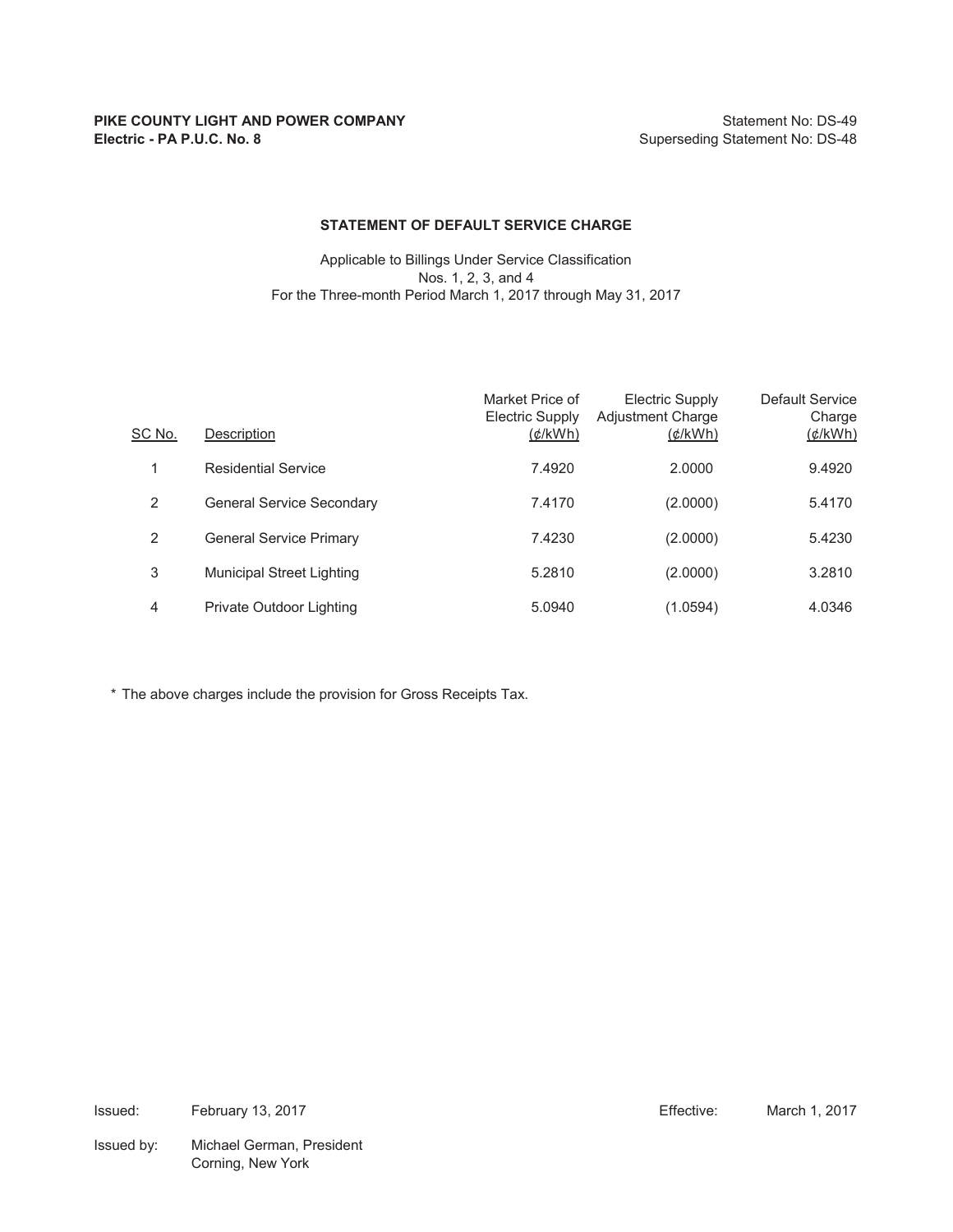**PIKE COUNTY LIGHT AND POWER COMPANY**
**Electric - PA P.U.C. No. 8**

Statement No: DS-49
Superseding Statement No: DS-48

## STATEMENT OF DEFAULT SERVICE CHARGE

Applicable to Billings Under Service Classification
Nos. 1, 2, 3, and 4
For the Three-month Period March 1, 2017 through May 31, 2017

| SC No. | Description | Market Price of Electric Supply (¢/kWh) | Electric Supply Adjustment Charge (¢/kWh) | Default Service Charge (¢/kWh) |
|---|---|---|---|---|
| 1 | Residential Service | 7.4920 | 2.0000 | 9.4920 |
| 2 | General Service Secondary | 7.4170 | (2.0000) | 5.4170 |
| 2 | General Service Primary | 7.4230 | (2.0000) | 5.4230 |
| 3 | Municipal Street Lighting | 5.2810 | (2.0000) | 3.2810 |
| 4 | Private Outdoor Lighting | 5.0940 | (1.0594) | 4.0346 |

\* The above charges include the provision for Gross Receipts Tax.

Issued: February 13, 2017

Effective: March 1, 2017

Issued by: Michael German, President
Corning, New York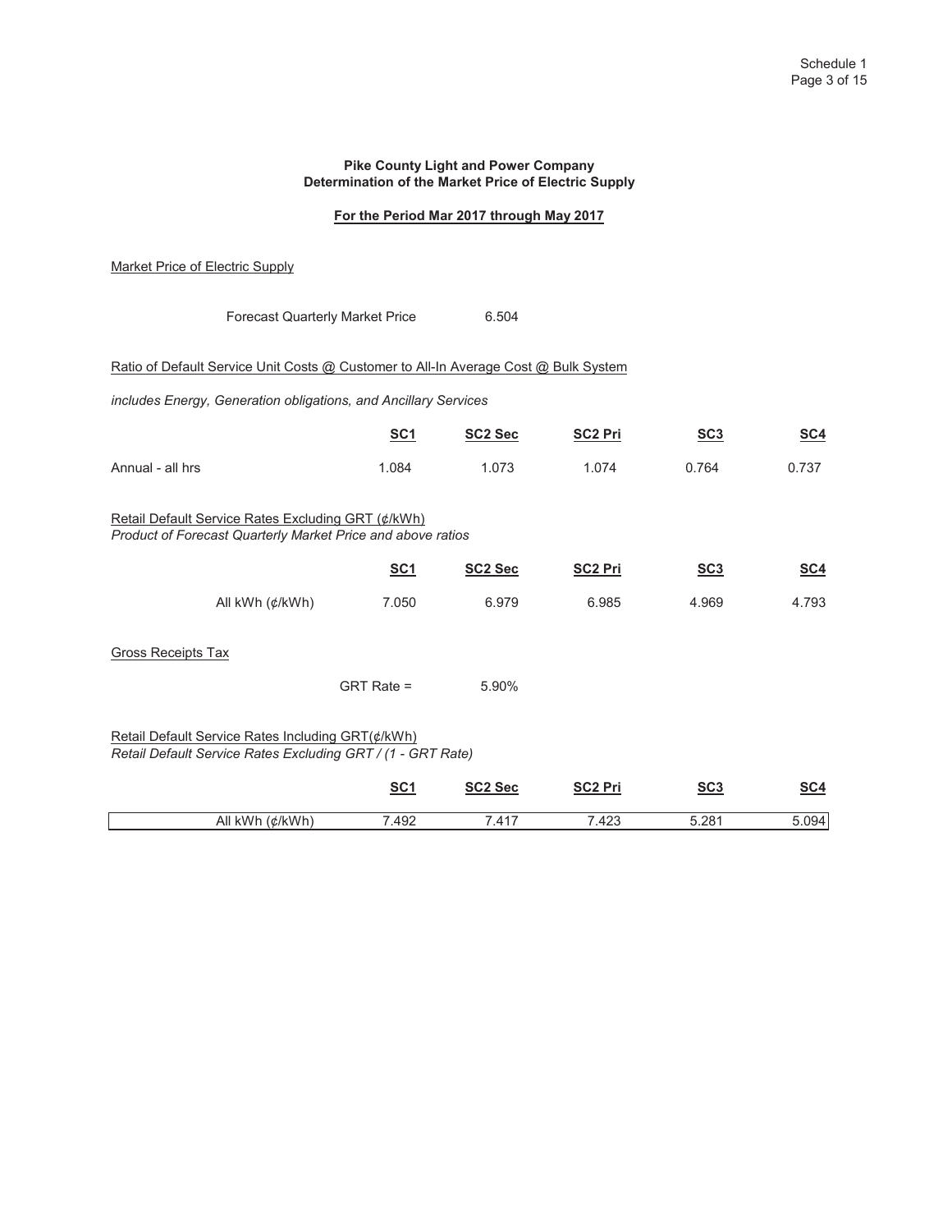**Pike County Light and Power Company**
**Determination of the Market Price of Electric Supply**

**For the Period Mar 2017 through May 2017**

Market Price of Electric Supply

| | |
|---|---|
| Forecast Quarterly Market Price | 6.504 |

Ratio of Default Service Unit Costs @ Customer to All-In Average Cost @ Bulk System

*includes Energy, Generation obligations, and Ancillary Services*

| | SC1 | SC2 Sec | SC2 Pri | SC3 | SC4 |
|---|---|---|---|---|---|
| Annual - all hrs | 1.084 | 1.073 | 1.074 | 0.764 | 0.737 |

Retail Default Service Rates Excluding GRT (¢/kWh)
*Product of Forecast Quarterly Market Price and above ratios*

| | SC1 | SC2 Sec | SC2 Pri | SC3 | SC4 |
|---|---|---|---|---|---|
| All kWh (¢/kWh) | 7.050 | 6.979 | 6.985 | 4.969 | 4.793 |

Gross Receipts Tax

| | |
|---|---|
| GRT Rate = | 5.90% |

Retail Default Service Rates Including GRT(¢/kWh)
*Retail Default Service Rates Excluding GRT / (1 - GRT Rate)*

| | SC1 | SC2 Sec | SC2 Pri | SC3 | SC4 |
|---|---|---|---|---|---|
| All kWh (¢/kWh) | 7.492 | 7.417 | 7.423 | 5.281 | 5.094 |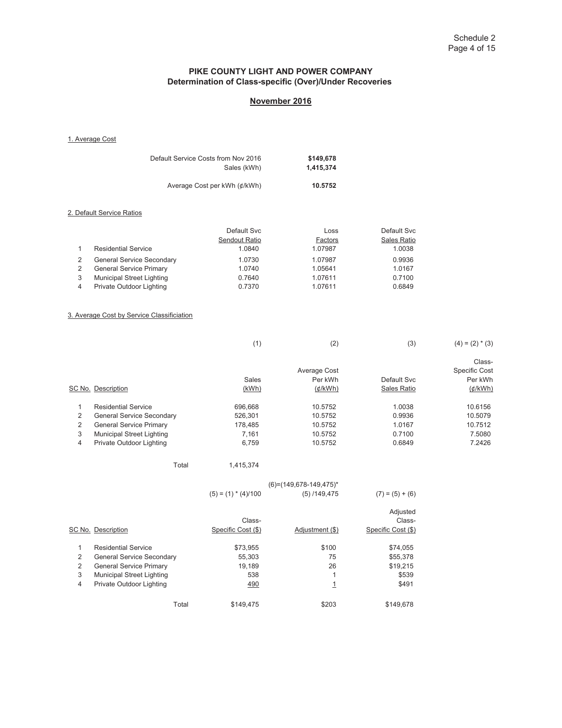Schedule 2

## PIKE COUNTY LIGHT AND POWER COMPANY
## Determination of Class-specific (Over)/Under Recoveries

### November 2016

1. Average Cost

| | |
|---|---|
| Default Service Costs from Nov 2016 | **$149,678** |
| Sales (kWh) | **1,415,374** |
| Average Cost per kWh (¢/kWh) | **10.5752** |

2. Default Service Ratios

| | | Default Svc Sendout Ratio | Loss Factors | Default Svc Sales Ratio |
|---|---|---|---|---|
| 1 | Residential Service | 1.0840 | 1.07987 | 1.0038 |
| 2 | General Service Secondary | 1.0730 | 1.07987 | 0.9936 |
| 2 | General Service Primary | 1.0740 | 1.05641 | 1.0167 |
| 3 | Municipal Street Lighting | 0.7640 | 1.07611 | 0.7100 |
| 4 | Private Outdoor Lighting | 0.7370 | 1.07611 | 0.6849 |

3. Average Cost by Service Classificiation

| | | (1) | (2) | (3) | (4) = (2) * (3) |
|---|---|---|---|---|---|
| SC No. | Description | Sales (kWh) | Average Cost Per kWh (¢/kWh) | Default Svc Sales Ratio | Class-Specific Cost Per kWh (¢/kWh) |
| 1 | Residential Service | 696,668 | 10.5752 | 1.0038 | 10.6156 |
| 2 | General Service Secondary | 526,301 | 10.5752 | 0.9936 | 10.5079 |
| 2 | General Service Primary | 178,485 | 10.5752 | 1.0167 | 10.7512 |
| 3 | Municipal Street Lighting | 7,161 | 10.5752 | 0.7100 | 7.5080 |
| 4 | Private Outdoor Lighting | 6,759 | 10.5752 | 0.6849 | 7.2426 |
| | Total | 1,415,374 | | | |

| | | (5) = (1) * (4)/100 | (6)=(149,678-149,475)* (5) /149,475 | (7) = (5) + (6) |
|---|---|---|---|---|
| SC No. | Description | Class-Specific Cost ($) | Adjustment ($) | Adjusted Class-Specific Cost ($) |
| 1 | Residential Service | $73,955 | $100 | $74,055 |
| 2 | General Service Secondary | 55,303 | 75 | $55,378 |
| 2 | General Service Primary | 19,189 | 26 | $19,215 |
| 3 | Municipal Street Lighting | 538 | 1 | $539 |
| 4 | Private Outdoor Lighting | 490 | 1 | $491 |
| | Total | $149,475 | $203 | $149,678 |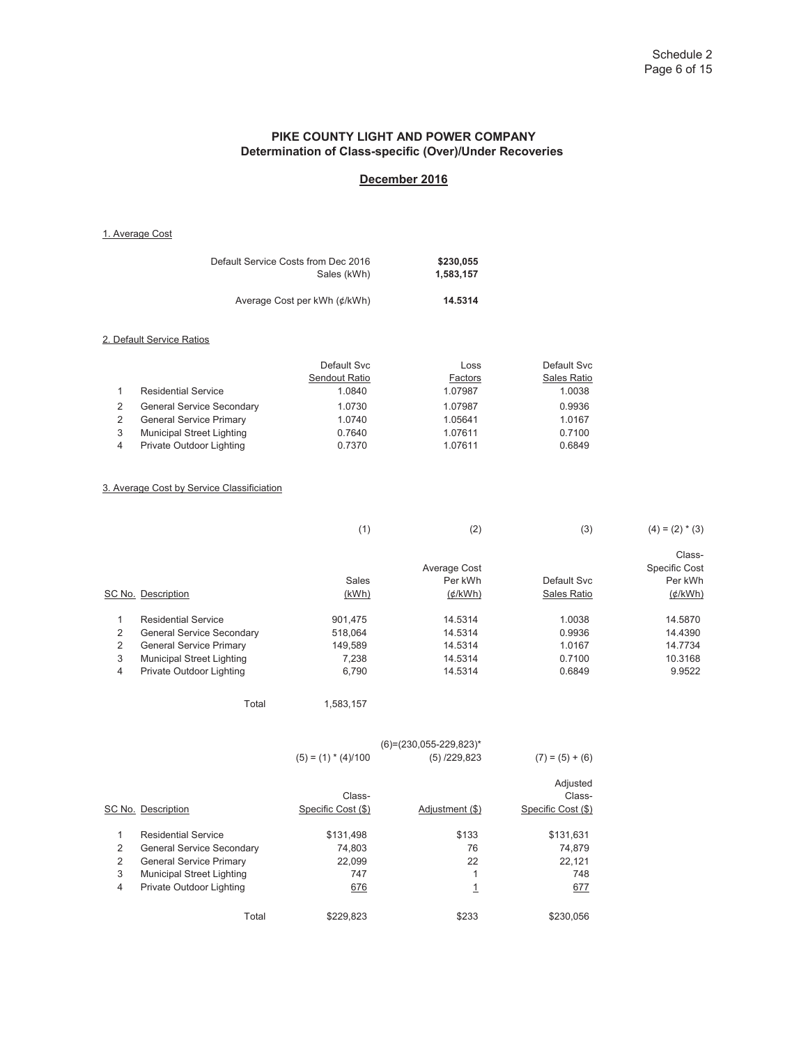# PIKE COUNTY LIGHT AND POWER COMPANY
## Determination of Class-specific (Over)/Under Recoveries

**December 2016**

### 1. Average Cost

| | |
|---|---|
| Default Service Costs from Dec 2016 | **\$230,055** |
| Sales (kWh) | **1,583,157** |
| Average Cost per kWh (¢/kWh) | **14.5314** |

### 2. Default Service Ratios

| | | Default Svc Sendout Ratio | Loss Factors | Default Svc Sales Ratio |
|---|---|---|---|---|
| 1 | Residential Service | 1.0840 | 1.07987 | 1.0038 |
| 2 | General Service Secondary | 1.0730 | 1.07987 | 0.9936 |
| 2 | General Service Primary | 1.0740 | 1.05641 | 1.0167 |
| 3 | Municipal Street Lighting | 0.7640 | 1.07611 | 0.7100 |
| 4 | Private Outdoor Lighting | 0.7370 | 1.07611 | 0.6849 |

### 3. Average Cost by Service Classificiation

| | | (1) | (2) | (3) | (4) = (2) * (3) |
|---|---|---|---|---|---|
| SC No. | Description | Sales (kWh) | Average Cost Per kWh (¢/kWh) | Default Svc Sales Ratio | Class-Specific Cost Per kWh (¢/kWh) |
| 1 | Residential Service | 901,475 | 14.5314 | 1.0038 | 14.5870 |
| 2 | General Service Secondary | 518,064 | 14.5314 | 0.9936 | 14.4390 |
| 2 | General Service Primary | 149,589 | 14.5314 | 1.0167 | 14.7734 |
| 3 | Municipal Street Lighting | 7,238 | 14.5314 | 0.7100 | 10.3168 |
| 4 | Private Outdoor Lighting | 6,790 | 14.5314 | 0.6849 | 9.9522 |
| | Total | 1,583,157 | | | |

| | | (5) = (1) * (4)/100 | (6)=(230,055-229,823)* (5) /229,823 | (7) = (5) + (6) |
|---|---|---|---|---|
| SC No. | Description | Class-Specific Cost (\$) | Adjustment (\$) | Adjusted Class-Specific Cost (\$) |
| 1 | Residential Service | \$131,498 | \$133 | \$131,631 |
| 2 | General Service Secondary | 74,803 | 76 | 74,879 |
| 2 | General Service Primary | 22,099 | 22 | 22,121 |
| 3 | Municipal Street Lighting | 747 | 1 | 748 |
| 4 | Private Outdoor Lighting | 676 | 1 | 677 |
| | Total | \$229,823 | \$233 | \$230,056 |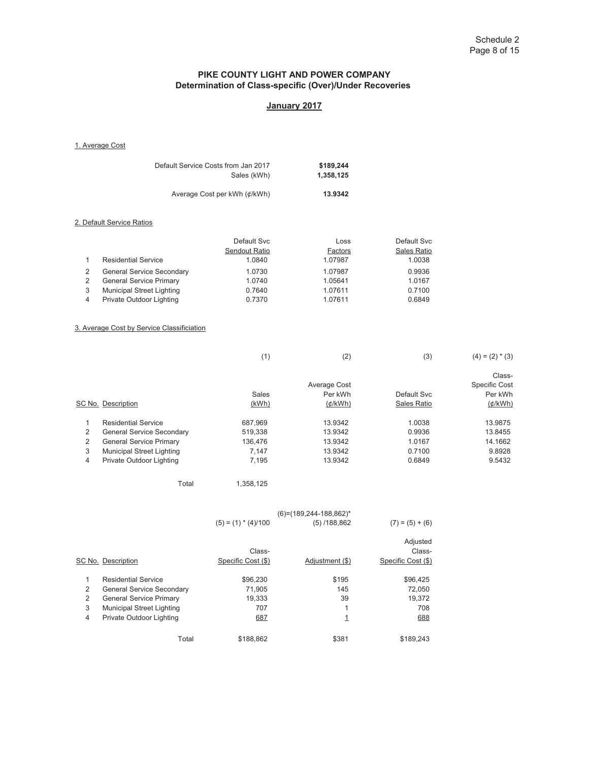## PIKE COUNTY LIGHT AND POWER COMPANY
### Determination of Class-specific (Over)/Under Recoveries

### January 2017

1. Average Cost

| | |
|---|---|
| Default Service Costs from Jan 2017 | **$189,244** |
| Sales (kWh) | **1,358,125** |
| Average Cost per kWh (¢/kWh) | **13.9342** |

2. Default Service Ratios

| | | Default Svc Sendout Ratio | Loss Factors | Default Svc Sales Ratio |
|---|---|---|---|---|
| 1 | Residential Service | 1.0840 | 1.07987 | 1.0038 |
| 2 | General Service Secondary | 1.0730 | 1.07987 | 0.9936 |
| 2 | General Service Primary | 1.0740 | 1.05641 | 1.0167 |
| 3 | Municipal Street Lighting | 0.7640 | 1.07611 | 0.7100 |
| 4 | Private Outdoor Lighting | 0.7370 | 1.07611 | 0.6849 |

3. Average Cost by Service Classificiation

| | | (1) | (2) | (3) | (4) = (2) * (3) |
|---|---|---|---|---|---|
| SC No. | Description | Sales (kWh) | Average Cost Per kWh (¢/kWh) | Default Svc Sales Ratio | Class-Specific Cost Per kWh (¢/kWh) |
| 1 | Residential Service | 687,969 | 13.9342 | 1.0038 | 13.9875 |
| 2 | General Service Secondary | 519,338 | 13.9342 | 0.9936 | 13.8455 |
| 2 | General Service Primary | 136,476 | 13.9342 | 1.0167 | 14.1662 |
| 3 | Municipal Street Lighting | 7,147 | 13.9342 | 0.7100 | 9.8928 |
| 4 | Private Outdoor Lighting | 7,195 | 13.9342 | 0.6849 | 9.5432 |
| | Total | 1,358,125 | | | |

| | | (5) = (1) * (4)/100 | (6)=(189,244-188,862)* (5) /188,862 | (7) = (5) + (6) |
|---|---|---|---|---|
| SC No. | Description | Class-Specific Cost ($) | Adjustment ($) | Adjusted Class-Specific Cost ($) |
| 1 | Residential Service | $96,230 | $195 | $96,425 |
| 2 | General Service Secondary | 71,905 | 145 | 72,050 |
| 2 | General Service Primary | 19,333 | 39 | 19,372 |
| 3 | Municipal Street Lighting | 707 | 1 | 708 |
| 4 | Private Outdoor Lighting | 687 | 1 | 688 |
| | Total | $188,862 | $381 | $189,243 |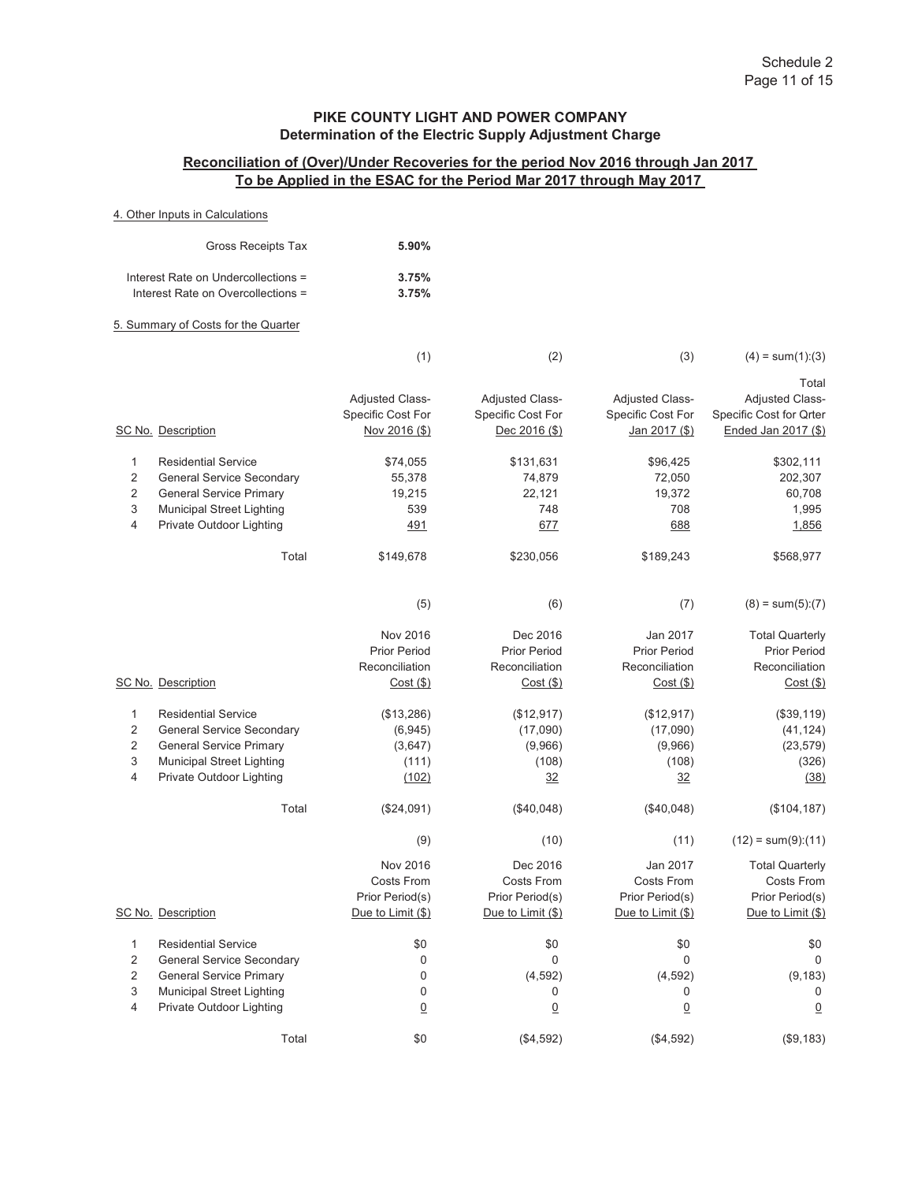## PIKE COUNTY LIGHT AND POWER COMPANY
## Determination of the Electric Supply Adjustment Charge

### Reconciliation of (Over)/Under Recoveries for the period Nov 2016 through Jan 2017
### To be Applied in the ESAC for the Period Mar 2017 through May 2017

4. Other Inputs in Calculations

| | |
|---|---|
| Gross Receipts Tax | **5.90%** |
| Interest Rate on Undercollections = | **3.75%** |
| Interest Rate on Overcollections = | **3.75%** |

5. Summary of Costs for the Quarter

| SC No. | Description | (1)<br>Adjusted Class-Specific Cost For Nov 2016 ($) | (2)<br>Adjusted Class-Specific Cost For Dec 2016 ($) | (3)<br>Adjusted Class-Specific Cost For Jan 2017 ($) | (4) = sum(1):(3)<br>Total Adjusted Class-Specific Cost for Qrter Ended Jan 2017 ($) |
|---|---|---|---|---|---|
| 1 | Residential Service | $74,055 | $131,631 | $96,425 | $302,111 |
| 2 | General Service Secondary | 55,378 | 74,879 | 72,050 | 202,307 |
| 2 | General Service Primary | 19,215 | 22,121 | 19,372 | 60,708 |
| 3 | Municipal Street Lighting | 539 | 748 | 708 | 1,995 |
| 4 | Private Outdoor Lighting | 491 | 677 | 688 | 1,856 |
| | Total | $149,678 | $230,056 | $189,243 | $568,977 |

| SC No. | Description | (5)<br>Nov 2016 Prior Period Reconciliation Cost ($) | (6)<br>Dec 2016 Prior Period Reconciliation Cost ($) | (7)<br>Jan 2017 Prior Period Reconciliation Cost ($) | (8) = sum(5):(7)<br>Total Quarterly Prior Period Reconciliation Cost ($) |
|---|---|---|---|---|---|
| 1 | Residential Service | ($13,286) | ($12,917) | ($12,917) | ($39,119) |
| 2 | General Service Secondary | (6,945) | (17,090) | (17,090) | (41,124) |
| 2 | General Service Primary | (3,647) | (9,966) | (9,966) | (23,579) |
| 3 | Municipal Street Lighting | (111) | (108) | (108) | (326) |
| 4 | Private Outdoor Lighting | (102) | 32 | 32 | (38) |
| | Total | ($24,091) | ($40,048) | ($40,048) | ($104,187) |

| SC No. | Description | (9)<br>Nov 2016 Costs From Prior Period(s) Due to Limit ($) | (10)<br>Dec 2016 Costs From Prior Period(s) Due to Limit ($) | (11)<br>Jan 2017 Costs From Prior Period(s) Due to Limit ($) | (12) = sum(9):(11)<br>Total Quarterly Costs From Prior Period(s) Due to Limit ($) |
|---|---|---|---|---|---|
| 1 | Residential Service | $0 | $0 | $0 | $0 |
| 2 | General Service Secondary | 0 | 0 | 0 | 0 |
| 2 | General Service Primary | 0 | (4,592) | (4,592) | (9,183) |
| 3 | Municipal Street Lighting | 0 | 0 | 0 | 0 |
| 4 | Private Outdoor Lighting | 0 | 0 | 0 | 0 |
| | Total | $0 | ($4,592) | ($4,592) | ($9,183) |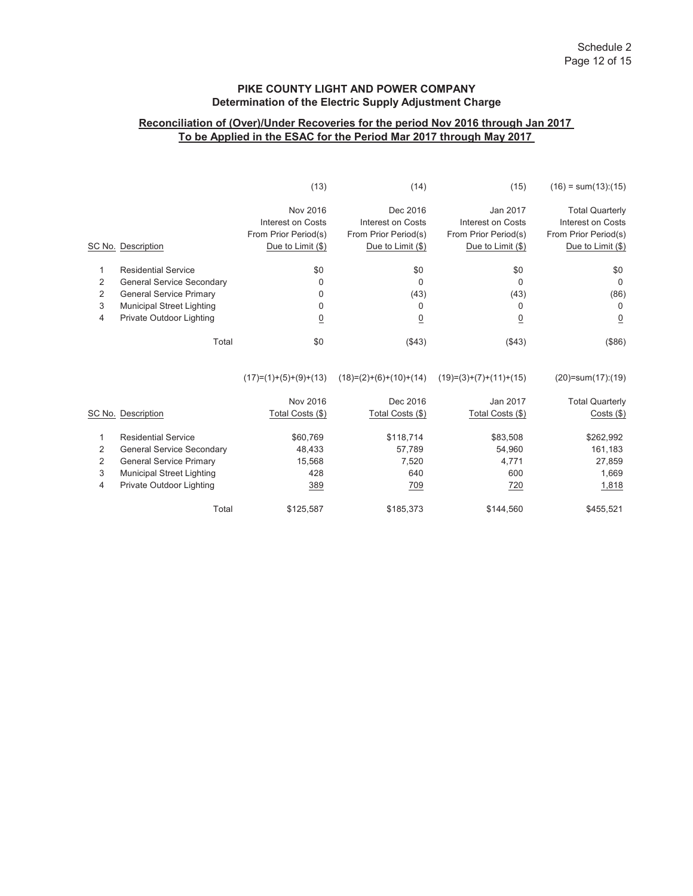## PIKE COUNTY LIGHT AND POWER COMPANY
### Determination of the Electric Supply Adjustment Charge

**Reconciliation of (Over)/Under Recoveries for the period Nov 2016 through Jan 2017**
**To be Applied in the ESAC for the Period Mar 2017 through May 2017**

| SC No. | Description | (13)<br>Nov 2016<br>Interest on Costs<br>From Prior Period(s)<br>Due to Limit ($) | (14)<br>Dec 2016<br>Interest on Costs<br>From Prior Period(s)<br>Due to Limit ($) | (15)<br>Jan 2017<br>Interest on Costs<br>From Prior Period(s)<br>Due to Limit ($) | (16) = sum(13):(15)<br>Total Quarterly<br>Interest on Costs<br>From Prior Period(s)<br>Due to Limit ($) |
|---|---|---|---|---|---|
| 1 | Residential Service | $0 | $0 | $0 | $0 |
| 2 | General Service Secondary | 0 | 0 | 0 | 0 |
| 2 | General Service Primary | 0 | (43) | (43) | (86) |
| 3 | Municipal Street Lighting | 0 | 0 | 0 | 0 |
| 4 | Private Outdoor Lighting | 0 | 0 | 0 | 0 |
| | Total | $0 | ($43) | ($43) | ($86) |

| SC No. | Description | (17)=(1)+(5)+(9)+(13)<br>Nov 2016<br>Total Costs ($) | (18)=(2)+(6)+(10)+(14)<br>Dec 2016<br>Total Costs ($) | (19)=(3)+(7)+(11)+(15)<br>Jan 2017<br>Total Costs ($) | (20)=sum(17):(19)<br>Total Quarterly<br>Costs ($) |
|---|---|---|---|---|---|
| 1 | Residential Service | $60,769 | $118,714 | $83,508 | $262,992 |
| 2 | General Service Secondary | 48,433 | 57,789 | 54,960 | 161,183 |
| 2 | General Service Primary | 15,568 | 7,520 | 4,771 | 27,859 |
| 3 | Municipal Street Lighting | 428 | 640 | 600 | 1,669 |
| 4 | Private Outdoor Lighting | 389 | 709 | 720 | 1,818 |
| | Total | $125,587 | $185,373 | $144,560 | $455,521 |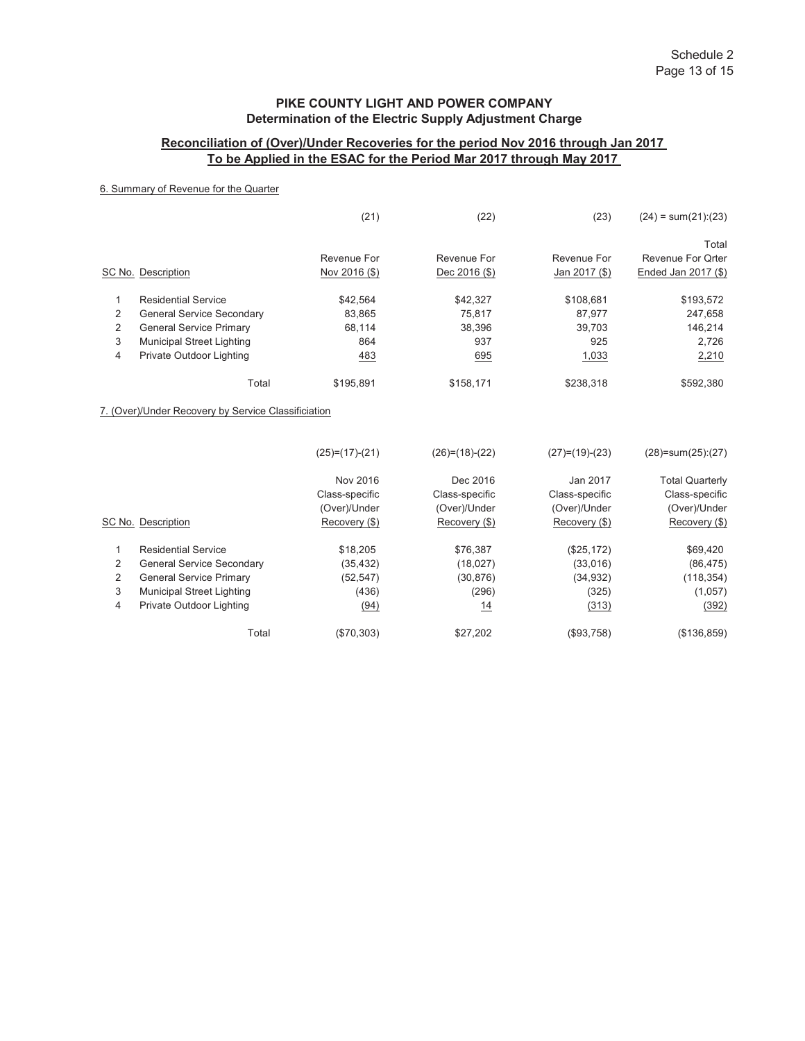## PIKE COUNTY LIGHT AND POWER COMPANY
## Determination of the Electric Supply Adjustment Charge

### Reconciliation of (Over)/Under Recoveries for the period Nov 2016 through Jan 2017 To be Applied in the ESAC for the Period Mar 2017 through May 2017

6. Summary of Revenue for the Quarter

| | | (21) | (22) | (23) | (24) = sum(21):(23) |
|---|---|---|---|---|---|
| SC No. | Description | Revenue For Nov 2016 ($) | Revenue For Dec 2016 ($) | Revenue For Jan 2017 ($) | Total Revenue For Qrter Ended Jan 2017 ($) |
| 1 | Residential Service | $42,564 | $42,327 | $108,681 | $193,572 |
| 2 | General Service Secondary | 83,865 | 75,817 | 87,977 | 247,658 |
| 2 | General Service Primary | 68,114 | 38,396 | 39,703 | 146,214 |
| 3 | Municipal Street Lighting | 864 | 937 | 925 | 2,726 |
| 4 | Private Outdoor Lighting | 483 | 695 | 1,033 | 2,210 |
| | Total | $195,891 | $158,171 | $238,318 | $592,380 |

7. (Over)/Under Recovery by Service Classificiation

| | | (25)=(17)-(21) | (26)=(18)-(22) | (27)=(19)-(23) | (28)=sum(25):(27) |
|---|---|---|---|---|---|
| SC No. | Description | Nov 2016 Class-specific (Over)/Under Recovery ($) | Dec 2016 Class-specific (Over)/Under Recovery ($) | Jan 2017 Class-specific (Over)/Under Recovery ($) | Total Quarterly Class-specific (Over)/Under Recovery ($) |
| 1 | Residential Service | $18,205 | $76,387 | ($25,172) | $69,420 |
| 2 | General Service Secondary | (35,432) | (18,027) | (33,016) | (86,475) |
| 2 | General Service Primary | (52,547) | (30,876) | (34,932) | (118,354) |
| 3 | Municipal Street Lighting | (436) | (296) | (325) | (1,057) |
| 4 | Private Outdoor Lighting | (94) | 14 | (313) | (392) |
| | Total | ($70,303) | $27,202 | ($93,758) | ($136,859) |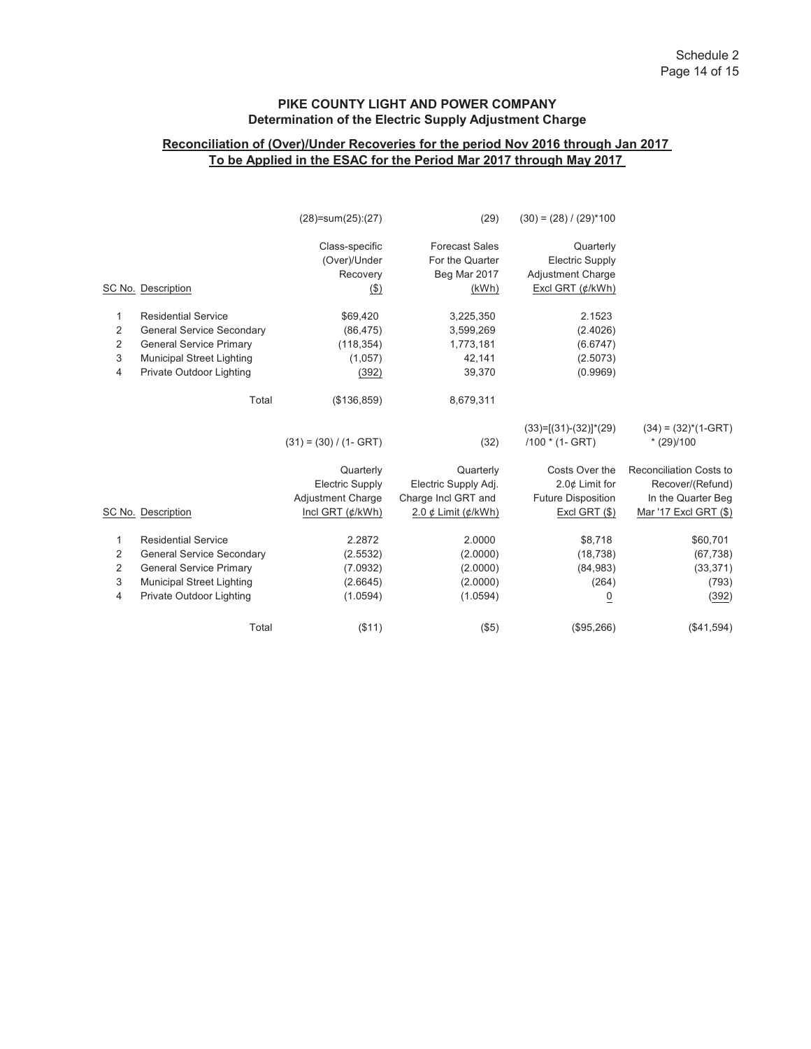## PIKE COUNTY LIGHT AND POWER COMPANY
### Determination of the Electric Supply Adjustment Charge

**Reconciliation of (Over)/Under Recoveries for the period Nov 2016 through Jan 2017**
**To be Applied in the ESAC for the Period Mar 2017 through May 2017**

| SC No. | Description | (28)=sum(25):(27)<br>Class-specific (Over)/Under Recovery<br>($) | (29)<br>Forecast Sales For the Quarter Beg Mar 2017<br>(kWh) | (30) = (28) / (29)*100<br>Quarterly Electric Supply Adjustment Charge Excl GRT (¢/kWh) |
|---|---|---|---|---|
| 1 | Residential Service | $69,420 | 3,225,350 | 2.1523 |
| 2 | General Service Secondary | (86,475) | 3,599,269 | (2.4026) |
| 2 | General Service Primary | (118,354) | 1,773,181 | (6.6747) |
| 3 | Municipal Street Lighting | (1,057) | 42,141 | (2.5073) |
| 4 | Private Outdoor Lighting | (392) | 39,370 | (0.9969) |
| | Total | ($136,859) | 8,679,311 | |

| SC No. | Description | (31) = (30) / (1- GRT)<br>Quarterly Electric Supply Adjustment Charge Incl GRT (¢/kWh) | (32)<br>Quarterly Electric Supply Adj. Charge Incl GRT and 2.0 ¢ Limit (¢/kWh) | (33)=[(31)-(32)]*(29) /100 * (1- GRT)<br>Costs Over the 2.0¢ Limit for Future Disposition Excl GRT ($) | (34) = (32)*(1-GRT) * (29)/100<br>Reconciliation Costs to Recover/(Refund) In the Quarter Beg Mar '17 Excl GRT ($) |
|---|---|---|---|---|---|
| 1 | Residential Service | 2.2872 | 2.0000 | $8,718 | $60,701 |
| 2 | General Service Secondary | (2.5532) | (2.0000) | (18,738) | (67,738) |
| 2 | General Service Primary | (7.0932) | (2.0000) | (84,983) | (33,371) |
| 3 | Municipal Street Lighting | (2.6645) | (2.0000) | (264) | (793) |
| 4 | Private Outdoor Lighting | (1.0594) | (1.0594) | 0 | (392) |
| | Total | ($11) | ($5) | ($95,266) | ($41,594) |